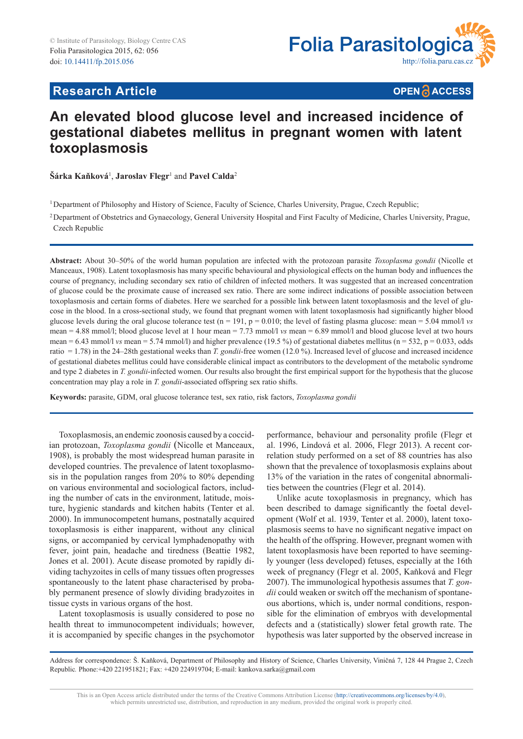Research Article

# An elevated blood glucose level and increased incidence of gestational diabetes mellitus in pregnant women with latent toxoplasmosis

**Šárka Kaňková**[1], **Jaroslav Flegr**[1] and **Pavel Calda**[2]

[1] Department of Philosophy and History of Science, Faculty of Science, Charles University, Prague, Czech Republic;

[2] Department of Obstetrics and Gynaecology, General University Hospital and First Faculty of Medicine, Charles University, Prague, Czech Republic

**Abstract:** About 30–50% of the world human population are infected with the protozoan parasite *Toxoplasma gondii* (Nicolle et Manceaux, 1908). Latent toxoplasmosis has many specific behavioural and physiological effects on the human body and influences the course of pregnancy, including secondary sex ratio of children of infected mothers. It was suggested that an increased concentration of glucose could be the proximate cause of increased sex ratio. There are some indirect indications of possible association between toxoplasmosis and certain forms of diabetes. Here we searched for a possible link between latent toxoplasmosis and the level of glucose in the blood. In a cross-sectional study, we found that pregnant women with latent toxoplasmosis had significantly higher blood glucose levels during the oral glucose tolerance test (n = 191, p = 0.010; the level of fasting plasma glucose: mean = 5.04 mmol/l *vs* mean = 4.88 mmol/l; blood glucose level at 1 hour mean = 7.73 mmol/l *vs* mean = 6.89 mmol/l and blood glucose level at two hours mean = 6.43 mmol/l *vs* mean = 5.74 mmol/l) and higher prevalence (19.5 %) of gestational diabetes mellitus (n = 532, p = 0.033, odds ratio = 1.78) in the 24–28th gestational weeks than *T. gondii*-free women (12.0 %). Increased level of glucose and increased incidence of gestational diabetes mellitus could have considerable clinical impact as contributors to the development of the metabolic syndrome and type 2 diabetes in *T. gondii*-infected women. Our results also brought the first empirical support for the hypothesis that the glucose concentration may play a role in *T. gondii*-associated offspring sex ratio shifts.

**Keywords:** parasite, GDM, oral glucose tolerance test, sex ratio, risk factors, *Toxoplasma gondii*

Toxoplasmosis, an endemic zoonosis caused by a coccidian protozoan, *Toxoplasma gondii* (Nicolle et Manceaux, 1908), is probably the most widespread human parasite in developed countries. The prevalence of latent toxoplasmosis in the population ranges from 20% to 80% depending on various environmental and sociological factors, including the number of cats in the environment, latitude, moisture, hygienic standards and kitchen habits (Tenter et al. 2000). In immunocompetent humans, postnatally acquired toxoplasmosis is either inapparent, without any clinical signs, or accompanied by cervical lymphadenopathy with fever, joint pain, headache and tiredness (Beattie 1982, Jones et al. 2001). Acute disease promoted by rapidly dividing tachyzoites in cells of many tissues often progresses spontaneously to the latent phase characterised by probably permanent presence of slowly dividing bradyzoites in tissue cysts in various organs of the host.

Latent toxoplasmosis is usually considered to pose no health threat to immunocompetent individuals; however, it is accompanied by specific changes in the psychomotor performance, behaviour and personality profile (Flegr et al. 1996, Lindová et al. 2006, Flegr 2013). A recent correlation study performed on a set of 88 countries has also shown that the prevalence of toxoplasmosis explains about 13% of the variation in the rates of congenital abnormalities between the countries (Flegr et al. 2014).

Unlike acute toxoplasmosis in pregnancy, which has been described to damage significantly the foetal development (Wolf et al. 1939, Tenter et al. 2000), latent toxoplasmosis seems to have no significant negative impact on the health of the offspring. However, pregnant women with latent toxoplasmosis have been reported to have seemingly younger (less developed) fetuses, especially at the 16th week of pregnancy (Flegr et al. 2005, Kaňková and Flegr 2007). The immunological hypothesis assumes that *T. gondii* could weaken or switch off the mechanism of spontaneous abortions, which is, under normal conditions, responsible for the elimination of embryos with developmental defects and a (statistically) slower fetal growth rate. The hypothesis was later supported by the observed increase in

Address for correspondence: Š. Kaňková, Department of Philosophy and History of Science, Charles University, Viničná 7, 128 44 Prague 2, Czech Republic. Phone:+420 221951821; Fax: +420 224919704; E-mail: kankova.sarka@gmail.com

This is an Open Access article distributed under the terms of the Creative Commons Attribution License (http://creativecommons.org/licenses/by/4.0), which permits unrestricted use, distribution, and reproduction in any medium, provided the original work is properly cited.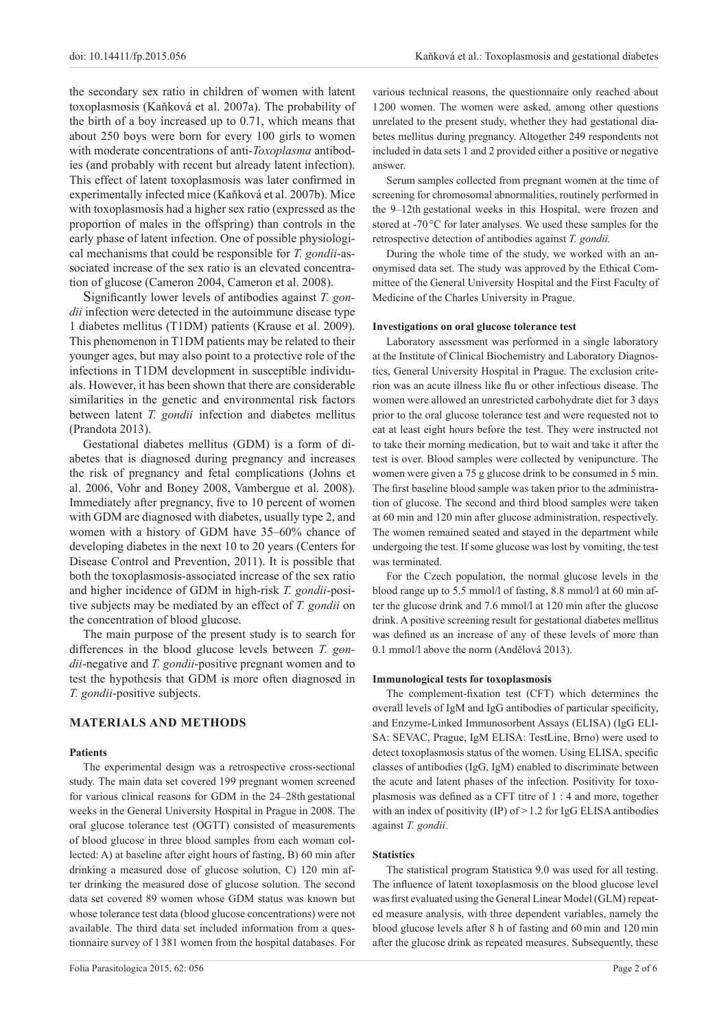the secondary sex ratio in children of women with latent toxoplasmosis (Kaňková et al. 2007a). The probability of the birth of a boy increased up to 0.71, which means that about 250 boys were born for every 100 girls to women with moderate concentrations of anti-*Toxoplasma* antibodies (and probably with recent but already latent infection). This effect of latent toxoplasmosis was later confirmed in experimentally infected mice (Kaňková et al. 2007b). Mice with toxoplasmosis had a higher sex ratio (expressed as the proportion of males in the offspring) than controls in the early phase of latent infection. One of possible physiological mechanisms that could be responsible for *T. gondii*-associated increase of the sex ratio is an elevated concentration of glucose (Cameron 2004, Cameron et al. 2008).

Significantly lower levels of antibodies against *T. gondii* infection were detected in the autoimmune disease type 1 diabetes mellitus (T1DM) patients (Krause et al. 2009). This phenomenon in T1DM patients may be related to their younger ages, but may also point to a protective role of the infections in T1DM development in susceptible individuals. However, it has been shown that there are considerable similarities in the genetic and environmental risk factors between latent *T. gondii* infection and diabetes mellitus (Prandota 2013).

Gestational diabetes mellitus (GDM) is a form of diabetes that is diagnosed during pregnancy and increases the risk of pregnancy and fetal complications (Johns et al. 2006, Vohr and Boney 2008, Vambergue et al. 2008). Immediately after pregnancy, five to 10 percent of women with GDM are diagnosed with diabetes, usually type 2, and women with a history of GDM have 35–60% chance of developing diabetes in the next 10 to 20 years (Centers for Disease Control and Prevention, 2011). It is possible that both the toxoplasmosis-associated increase of the sex ratio and higher incidence of GDM in high-risk *T. gondii*-positive subjects may be mediated by an effect of *T. gondii* on the concentration of blood glucose.

The main purpose of the present study is to search for differences in the blood glucose levels between *T. gondii*-negative and *T. gondii*-positive pregnant women and to test the hypothesis that GDM is more often diagnosed in *T. gondii*-positive subjects.

## MATERIALS AND METHODS

### Patients

The experimental design was a retrospective cross-sectional study. The main data set covered 199 pregnant women screened for various clinical reasons for GDM in the 24–28th gestational weeks in the General University Hospital in Prague in 2008. The oral glucose tolerance test (OGTT) consisted of measurements of blood glucose in three blood samples from each woman collected: A) at baseline after eight hours of fasting, B) 60 min after drinking a measured dose of glucose solution, C) 120 min after drinking the measured dose of glucose solution. The second data set covered 89 women whose GDM status was known but whose tolerance test data (blood glucose concentrations) were not available. The third data set included information from a questionnaire survey of 1 381 women from the hospital databases. For various technical reasons, the questionnaire only reached about 1 200 women. The women were asked, among other questions unrelated to the present study, whether they had gestational diabetes mellitus during pregnancy. Altogether 249 respondents not included in data sets 1 and 2 provided either a positive or negative answer.

Serum samples collected from pregnant women at the time of screening for chromosomal abnormalities, routinely performed in the 9–12th gestational weeks in this Hospital, were frozen and stored at -70 °C for later analyses. We used these samples for the retrospective detection of antibodies against *T. gondii.*

During the whole time of the study, we worked with an anonymised data set. The study was approved by the Ethical Committee of the General University Hospital and the First Faculty of Medicine of the Charles University in Prague.

### Investigations on oral glucose tolerance test

Laboratory assessment was performed in a single laboratory at the Institute of Clinical Biochemistry and Laboratory Diagnostics, General University Hospital in Prague. The exclusion criterion was an acute illness like flu or other infectious disease. The women were allowed an unrestricted carbohydrate diet for 3 days prior to the oral glucose tolerance test and were requested not to eat at least eight hours before the test. They were instructed not to take their morning medication, but to wait and take it after the test is over. Blood samples were collected by venipuncture. The women were given a 75 g glucose drink to be consumed in 5 min. The first baseline blood sample was taken prior to the administration of glucose. The second and third blood samples were taken at 60 min and 120 min after glucose administration, respectively. The women remained seated and stayed in the department while undergoing the test. If some glucose was lost by vomiting, the test was terminated.

For the Czech population, the normal glucose levels in the blood range up to 5.5 mmol/l of fasting, 8.8 mmol/l at 60 min after the glucose drink and 7.6 mmol/l at 120 min after the glucose drink. A positive screening result for gestational diabetes mellitus was defined as an increase of any of these levels of more than 0.1 mmol/l above the norm (Andělová 2013).

### Immunological tests for toxoplasmosis

The complement-fixation test (CFT) which determines the overall levels of IgM and IgG antibodies of particular specificity, and Enzyme-Linked Immunosorbent Assays (ELISA) (IgG ELISA: SEVAC, Prague, IgM ELISA: TestLine, Brno) were used to detect toxoplasmosis status of the women. Using ELISA, specific classes of antibodies (IgG, IgM) enabled to discriminate between the acute and latent phases of the infection. Positivity for toxoplasmosis was defined as a CFT titre of 1 : 4 and more, together with an index of positivity (IP) of > 1.2 for IgG ELISA antibodies against *T. gondii*.

### Statistics

The statistical program Statistica 9.0 was used for all testing. The influence of latent toxoplasmosis on the blood glucose level was first evaluated using the General Linear Model (GLM) repeated measure analysis, with three dependent variables, namely the blood glucose levels after 8 h of fasting and 60 min and 120 min after the glucose drink as repeated measures. Subsequently, these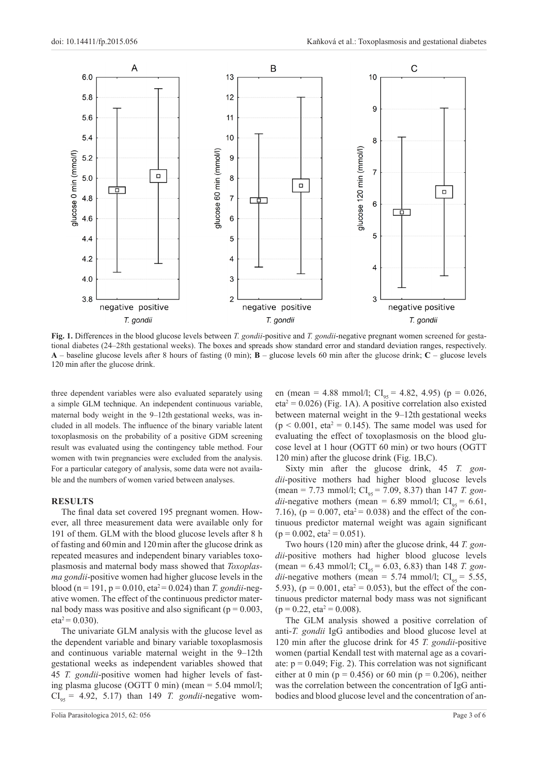**Fig. 1.** Differences in the blood glucose levels between *T. gondii*-positive and *T. gondii*-negative pregnant women screened for gestational diabetes (24–28th gestational weeks). The boxes and spreads show standard error and standard deviation ranges, respectively. **A** – baseline glucose levels after 8 hours of fasting (0 min); **B** – glucose levels 60 min after the glucose drink; **C** – glucose levels 120 min after the glucose drink.

three dependent variables were also evaluated separately using a simple GLM technique. An independent continuous variable, maternal body weight in the 9–12th gestational weeks, was included in all models. The influence of the binary variable latent toxoplasmosis on the probability of a positive GDM screening result was evaluated using the contingency table method. Four women with twin pregnancies were excluded from the analysis. For a particular category of analysis, some data were not available and the numbers of women varied between analyses.

## RESULTS

The final data set covered 195 pregnant women. However, all three measurement data were available only for 191 of them. GLM with the blood glucose levels after 8 h of fasting and 60 min and 120 min after the glucose drink as repeated measures and independent binary variables toxoplasmosis and maternal body mass showed that *Toxoplasma gondii*-positive women had higher glucose levels in the blood ($n = 191$, $p = 0.010$, $eta^2 = 0.024$) than *T. gondii*-negative women. The effect of the continuous predictor maternal body mass was positive and also significant ($p = 0.003$, $eta^2 = 0.030$).

The univariate GLM analysis with the glucose level as the dependent variable and binary variable toxoplasmosis and continuous variable maternal weight in the 9–12th gestational weeks as independent variables showed that 45 *T. gondii*-positive women had higher levels of fasting plasma glucose (OGTT 0 min) (mean = 5.04 mmol/l; $CI_{95}$ = 4.92, 5.17) than 149 *T. gondii*-negative women (mean = 4.88 mmol/l; $CI_{95}$ = 4.82, 4.95) ($p = 0.026$, $eta^2 = 0.026$) (Fig. 1A). A positive correlation also existed between maternal weight in the 9–12th gestational weeks ($p < 0.001$, $eta^2 = 0.145$). The same model was used for evaluating the effect of toxoplasmosis on the blood glucose level at 1 hour (OGTT 60 min) or two hours (OGTT 120 min) after the glucose drink (Fig. 1B,C).

Sixty min after the glucose drink, 45 *T. gondii*-positive mothers had higher blood glucose levels (mean = 7.73 mmol/l; $CI_{95}$ = 7.09, 8.37) than 147 *T. gondii*-negative mothers (mean = 6.89 mmol/l; $CI_{95}$ = 6.61, 7.16), ($p = 0.007$, $eta^2 = 0.038$) and the effect of the continuous predictor maternal weight was again significant ($p = 0.002$, $eta^2 = 0.051$).

Two hours (120 min) after the glucose drink, 44 *T. gondii*-positive mothers had higher blood glucose levels (mean = 6.43 mmol/l; $CI_{95}$ = 6.03, 6.83) than 148 *T. gondii*-negative mothers (mean = 5.74 mmol/l; $CI_{95}$ = 5.55, 5.93), ($p = 0.001$, $eta^2 = 0.053$), but the effect of the continuous predictor maternal body mass was not significant ($p = 0.22$, $eta^2 = 0.008$).

The GLM analysis showed a positive correlation of anti-*T. gondii* IgG antibodies and blood glucose level at 120 min after the glucose drink for 45 *T. gondii*-positive women (partial Kendall test with maternal age as a covariate: $p = 0.049$; Fig. 2). This correlation was not significant either at 0 min ($p = 0.456$) or 60 min ($p = 0.206$), neither was the correlation between the concentration of IgG antibodies and blood glucose level and the concentration of an-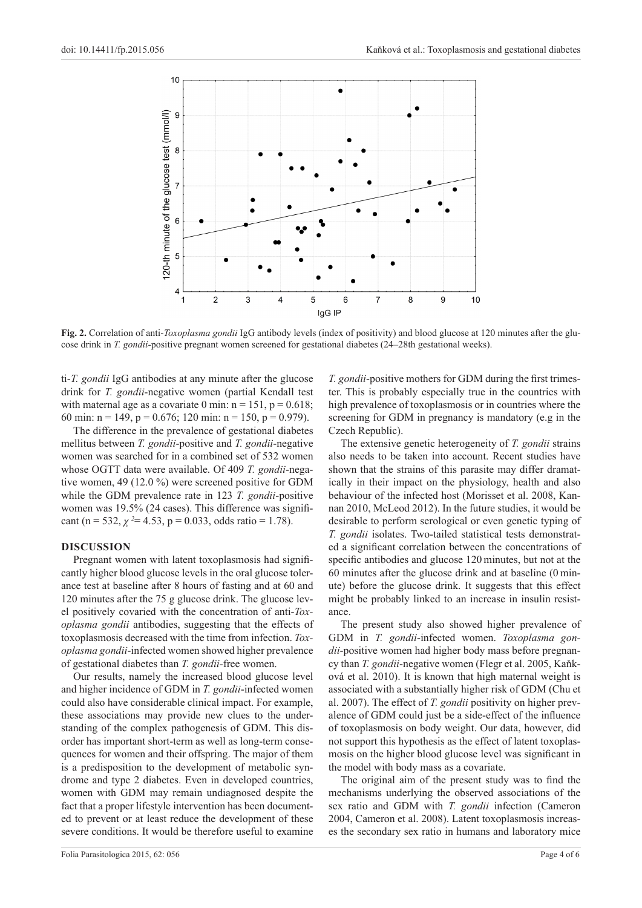**Fig. 2.** Correlation of anti-*Toxoplasma gondii* IgG antibody levels (index of positivity) and blood glucose at 120 minutes after the glucose drink in *T. gondii*-positive pregnant women screened for gestational diabetes (24–28th gestational weeks).

ti-*T. gondii* IgG antibodies at any minute after the glucose drink for *T. gondii*-negative women (partial Kendall test with maternal age as a covariate 0 min: n = 151, p = 0.618; 60 min: n = 149, p = 0.676; 120 min: n = 150, p = 0.979).

The difference in the prevalence of gestational diabetes mellitus between *T. gondii*-positive and *T. gondii*-negative women was searched for in a combined set of 532 women whose OGTT data were available. Of 409 *T. gondii*-negative women, 49 (12.0 %) were screened positive for GDM while the GDM prevalence rate in 123 *T. gondii*-positive women was 19.5% (24 cases). This difference was significant (n = 532, $\chi^2$= 4.53, p = 0.033, odds ratio = 1.78).

## DISCUSSION

Pregnant women with latent toxoplasmosis had significantly higher blood glucose levels in the oral glucose tolerance test at baseline after 8 hours of fasting and at 60 and 120 minutes after the 75 g glucose drink. The glucose level positively covaried with the concentration of anti-*Toxoplasma gondii* antibodies, suggesting that the effects of toxoplasmosis decreased with the time from infection. *Toxoplasma gondii*-infected women showed higher prevalence of gestational diabetes than *T. gondii*-free women.

Our results, namely the increased blood glucose level and higher incidence of GDM in *T. gondii*-infected women could also have considerable clinical impact. For example, these associations may provide new clues to the understanding of the complex pathogenesis of GDM. This disorder has important short-term as well as long-term consequences for women and their offspring. The major of them is a predisposition to the development of metabolic syndrome and type 2 diabetes. Even in developed countries, women with GDM may remain undiagnosed despite the fact that a proper lifestyle intervention has been documented to prevent or at least reduce the development of these severe conditions. It would be therefore useful to examine *T. gondii*-positive mothers for GDM during the first trimester. This is probably especially true in the countries with high prevalence of toxoplasmosis or in countries where the screening for GDM in pregnancy is mandatory (e.g in the Czech Republic).

The extensive genetic heterogeneity of *T. gondii* strains also needs to be taken into account. Recent studies have shown that the strains of this parasite may differ dramatically in their impact on the physiology, health and also behaviour of the infected host (Morisset et al. 2008, Kannan 2010, McLeod 2012). In the future studies, it would be desirable to perform serological or even genetic typing of *T. gondii* isolates. Two-tailed statistical tests demonstrated a significant correlation between the concentrations of specific antibodies and glucose 120 minutes, but not at the 60 minutes after the glucose drink and at baseline (0 minute) before the glucose drink. It suggests that this effect might be probably linked to an increase in insulin resistance.

The present study also showed higher prevalence of GDM in *T. gondii*-infected women. *Toxoplasma gondii*-positive women had higher body mass before pregnancy than *T. gondii*-negative women (Flegr et al. 2005, Kaňková et al. 2010). It is known that high maternal weight is associated with a substantially higher risk of GDM (Chu et al. 2007). The effect of *T. gondii* positivity on higher prevalence of GDM could just be a side-effect of the influence of toxoplasmosis on body weight. Our data, however, did not support this hypothesis as the effect of latent toxoplasmosis on the higher blood glucose level was significant in the model with body mass as a covariate.

The original aim of the present study was to find the mechanisms underlying the observed associations of the sex ratio and GDM with *T. gondii* infection (Cameron 2004, Cameron et al. 2008). Latent toxoplasmosis increases the secondary sex ratio in humans and laboratory mice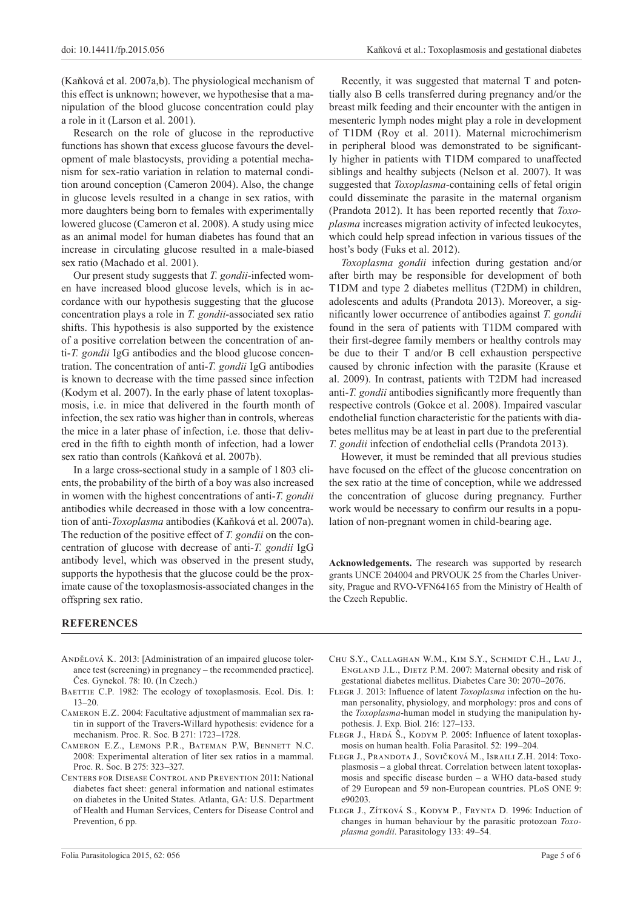(Kaňková et al. 2007a,b). The physiological mechanism of this effect is unknown; however, we hypothesise that a manipulation of the blood glucose concentration could play a role in it (Larson et al. 2001).

Research on the role of glucose in the reproductive functions has shown that excess glucose favours the development of male blastocysts, providing a potential mechanism for sex-ratio variation in relation to maternal condition around conception (Cameron 2004). Also, the change in glucose levels resulted in a change in sex ratios, with more daughters being born to females with experimentally lowered glucose (Cameron et al. 2008). A study using mice as an animal model for human diabetes has found that an increase in circulating glucose resulted in a male-biased sex ratio (Machado et al. 2001).

Our present study suggests that *T. gondii*-infected women have increased blood glucose levels, which is in accordance with our hypothesis suggesting that the glucose concentration plays a role in *T. gondii*-associated sex ratio shifts. This hypothesis is also supported by the existence of a positive correlation between the concentration of anti-*T. gondii* IgG antibodies and the blood glucose concentration. The concentration of anti-*T. gondii* IgG antibodies is known to decrease with the time passed since infection (Kodym et al. 2007). In the early phase of latent toxoplasmosis, i.e. in mice that delivered in the fourth month of infection, the sex ratio was higher than in controls, whereas the mice in a later phase of infection, i.e. those that delivered in the fifth to eighth month of infection, had a lower sex ratio than controls (Kaňková et al. 2007b).

In a large cross-sectional study in a sample of 1 803 clients, the probability of the birth of a boy was also increased in women with the highest concentrations of anti-*T. gondii* antibodies while decreased in those with a low concentration of anti-*Toxoplasma* antibodies (Kaňková et al. 2007a). The reduction of the positive effect of *T. gondii* on the concentration of glucose with decrease of anti-*T. gondii* IgG antibody level, which was observed in the present study, supports the hypothesis that the glucose could be the proximate cause of the toxoplasmosis-associated changes in the offspring sex ratio.

Recently, it was suggested that maternal T and potentially also B cells transferred during pregnancy and/or the breast milk feeding and their encounter with the antigen in mesenteric lymph nodes might play a role in development of T1DM (Roy et al. 2011). Maternal microchimerism in peripheral blood was demonstrated to be significantly higher in patients with T1DM compared to unaffected siblings and healthy subjects (Nelson et al. 2007). It was suggested that *Toxoplasma*-containing cells of fetal origin could disseminate the parasite in the maternal organism (Prandota 2012). It has been reported recently that *Toxoplasma* increases migration activity of infected leukocytes, which could help spread infection in various tissues of the host's body (Fuks et al. 2012).

*Toxoplasma gondii* infection during gestation and/or after birth may be responsible for development of both T1DM and type 2 diabetes mellitus (T2DM) in children, adolescents and adults (Prandota 2013). Moreover, a significantly lower occurrence of antibodies against *T. gondii* found in the sera of patients with T1DM compared with their first-degree family members or healthy controls may be due to their T and/or B cell exhaustion perspective caused by chronic infection with the parasite (Krause et al. 2009). In contrast, patients with T2DM had increased anti-*T. gondii* antibodies significantly more frequently than respective controls (Gokce et al. 2008). Impaired vascular endothelial function characteristic for the patients with diabetes mellitus may be at least in part due to the preferential *T. gondii* infection of endothelial cells (Prandota 2013).

However, it must be reminded that all previous studies have focused on the effect of the glucose concentration on the sex ratio at the time of conception, while we addressed the concentration of glucose during pregnancy. Further work would be necessary to confirm our results in a population of non-pregnant women in child-bearing age.

**Acknowledgements.** The research was supported by research grants UNCE 204004 and PRVOUK 25 from the Charles University, Prague and RVO-VFN64165 from the Ministry of Health of the Czech Republic.

## REFERENCES

Andělová K. 2013: [Administration of an impaired glucose tolerance test (screening) in pregnancy – the recommended practice]. Čes. Gynekol. 78: 10. (In Czech.)

Baettie C.P. 1982: The ecology of toxoplasmosis. Ecol. Dis. 1: 13–20.

Cameron E.Z. 2004: Facultative adjustment of mammalian sex ratin in support of the Travers-Willard hypothesis: evidence for a mechanism. Proc. R. Soc. B 271: 1723–1728.

Cameron E.Z., Lemons P.R., Bateman P.W, Bennett N.C. 2008: Experimental alteration of liter sex ratios in a mammal. Proc. R. Soc. B 275: 323–327.

Centers for Disease Control and Prevention 2011: National diabetes fact sheet: general information and national estimates on diabetes in the United States. Atlanta, GA: U.S. Department of Health and Human Services, Centers for Disease Control and Prevention, 6 pp.

Chu S.Y., Callaghan W.M., Kim S.Y., Schmidt C.H., Lau J., England J.L., Dietz P.M. 2007: Maternal obesity and risk of gestational diabetes mellitus. Diabetes Care 30: 2070–2076.

Flegr J. 2013: Influence of latent *Toxoplasma* infection on the human personality, physiology, and morphology: pros and cons of the *Toxoplasma*-human model in studying the manipulation hypothesis. J. Exp. Biol. 216: 127–133.

Flegr J., Hrdá Š., Kodym P. 2005: Influence of latent toxoplasmosis on human health. Folia Parasitol. 52: 199–204.

Flegr J., Prandota J., Sovičková M., Israili Z.H. 2014: Toxoplasmosis – a global threat. Correlation between latent toxoplasmosis and specific disease burden – a WHO data-based study of 29 European and 59 non-European countries. PLoS ONE 9: e90203.

Flegr J., Zítková S., Kodym P., Frynta D. 1996: Induction of changes in human behaviour by the parasitic protozoan *Toxoplasma gondii*. Parasitology 133: 49–54.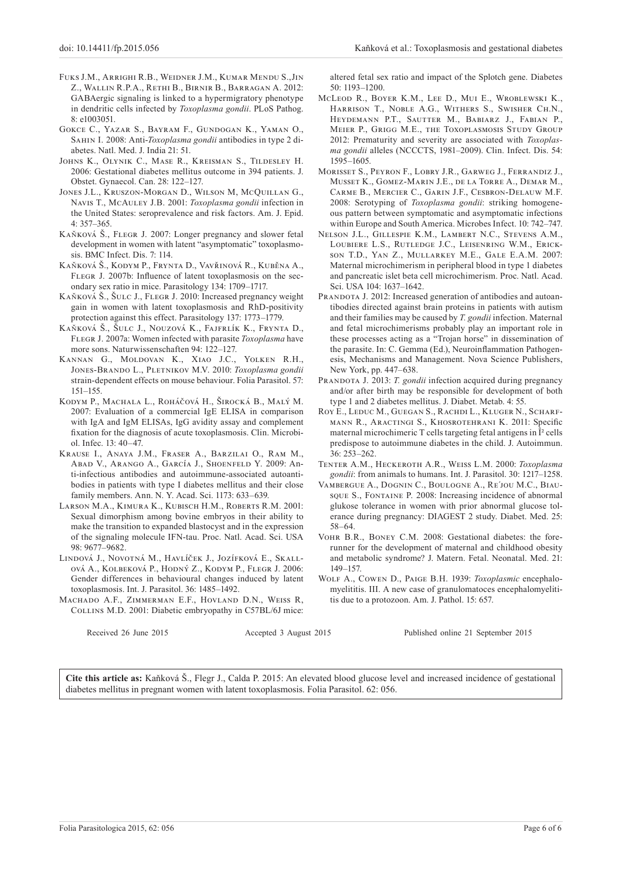Fuks J.M., Arrighi R.B., Weidner J.M., Kumar Mendu S.,Jin Z., Wallin R.P.A., Rethi B., Birnir B., Barragan A. 2012: GABAergic signaling is linked to a hypermigratory phenotype in dendritic cells infected by *Toxoplasma gondii*. PLoS Pathog. 8: e1003051.

Gokce C., Yazar S., Bayram F., Gundogan K., Yaman O., Sahin I. 2008: Anti-*Toxoplasma gondii* antibodies in type 2 diabetes. Natl. Med. J. India 21: 51.

Johns K., Olynik C., Mase R., Kreisman S., Tildesley H. 2006: Gestational diabetes mellitus outcome in 394 patients. J. Obstet. Gynaecol. Can. 28: 122–127.

Jones J.L., Kruszon-Morgan D., Wilson M, McQuillan G., Navis T., McAuley J.B. 2001: *Toxoplasma gondii* infection in the United States: seroprevalence and risk factors. Am. J. Epid. 4: 357–365.

Kaňková Š., Flegr J. 2007: Longer pregnancy and slower fetal development in women with latent "asymptomatic" toxoplasmosis. BMC Infect. Dis. 7: 114.

Kaňková Š., Kodym P., Frynta D., Vavřinová R., Kuběna A., Flegr J. 2007b: Influence of latent toxoplasmosis on the secondary sex ratio in mice. Parasitology 134: 1709–1717.

Kaňková Š., Šulc J., Flegr J. 2010: Increased pregnancy weight gain in women with latent toxoplasmosis and RhD-positivity protection against this effect. Parasitology 137: 1773–1779.

Kaňková Š., Šulc J., Nouzová K., Fajfrlík K., Frynta D., Flegr J. 2007a: Women infected with parasite *Toxoplasma* have more sons. Naturwissenschaften 94: 122–127.

Kannan G., Moldovan K., Xiao J.C., Yolken R.H., Jones-Brando L., Pletnikov M.V. 2010: *Toxoplasma gondii* strain-dependent effects on mouse behaviour. Folia Parasitol. 57: 151–155.

Kodym P., Machala L., Roháčová H., Širocká B., Malý M. 2007: Evaluation of a commercial IgE ELISA in comparison with IgA and IgM ELISAs, IgG avidity assay and complement fixation for the diagnosis of acute toxoplasmosis. Clin. Microbiol. Infec. 13: 40–47.

Krause I., Anaya J.M., Fraser A., Barzilai O., Ram M., Abad V., Arango A., García J., Shoenfeld Y. 2009: Anti-infectious antibodies and autoimmune-associated autoantibodies in patients with type I diabetes mellitus and their close family members. Ann. N. Y. Acad. Sci. 1173: 633–639.

Larson M.A., Kimura K., Kubisch H.M., Roberts R.M. 2001: Sexual dimorphism among bovine embryos in their ability to make the transition to expanded blastocyst and in the expression of the signaling molecule IFN-tau. Proc. Natl. Acad. Sci. USA 98: 9677–9682.

Lindová J., Novotná M., Havlíček J., Jozífková E., Skallová A., Kolbeková P., Hodný Z., Kodym P., Flegr J. 2006: Gender differences in behavioural changes induced by latent toxoplasmosis. Int. J. Parasitol. 36: 1485–1492.

Machado A.F., Zimmerman E.F., Hovland D.N., Weiss R, Collins M.D. 2001: Diabetic embryopathy in C57BL/6J mice: altered fetal sex ratio and impact of the Splotch gene. Diabetes 50: 1193–1200.

McLeod R., Boyer K.M., Lee D., Mui E., Wroblewski K., Harrison T., Noble A.G., Withers S., Swisher Ch.N., Heydemann P.T., Sautter M., Babiarz J., Fabian P., Meier P., Grigg M.E., the Toxoplasmosis Study Group 2012: Prematurity and severity are associated with *Toxoplasma gondii* alleles (NCCCTS, 1981–2009). Clin. Infect. Dis. 54: 1595–1605.

Morisset S., Peyron F., Lobry J.R., Garweg J., Ferrandiz J., Musset K., Gomez-Marin J.E., de la Torre A., Demar M., Carme B., Mercier C., Garin J.F., Cesbron-Delauw M.F. 2008: Serotyping of *Toxoplasma gondii*: striking homogeneous pattern between symptomatic and asymptomatic infections within Europe and South America. Microbes Infect. 10: 742–747.

Nelson J.L., Gillespie K.M., Lambert N.C., Stevens A.M., Loubiere L.S., Rutledge J.C., Leisenring W.M., Erickson T.D., Yan Z., Mullarkey M.E., Gale E.A.M. 2007: Maternal microchimerism in peripheral blood in type 1 diabetes and pancreatic islet beta cell microchimerism. Proc. Natl. Acad. Sci. USA 104: 1637–1642.

Prandota J. 2012: Increased generation of antibodies and autoantibodies directed against brain proteins in patients with autism and their families may be caused by *T. gondii* infection. Maternal and fetal microchimerisms probably play an important role in these processes acting as a "Trojan horse" in dissemination of the parasite. In: C. Gemma (Ed.), Neuroinflammation Pathogenesis, Mechanisms and Management. Nova Science Publishers, New York, pp. 447–638.

Prandota J. 2013: *T. gondii* infection acquired during pregnancy and/or after birth may be responsible for development of both type 1 and 2 diabetes mellitus. J. Diabet. Metab. 4: 55.

Roy E., Leduc M., Guegan S., Rachdi L., Kluger N., Scharfmann R., Aractingi S., Khosrotehrani K. 2011: Specific maternal microchimeric T cells targeting fetal antigens in Î² cells predispose to autoimmune diabetes in the child. J. Autoimmun. 36: 253–262.

Tenter A.M., Heckeroth A.R., Weiss L.M. 2000: *Toxoplasma gondii*: from animals to humans. Int. J. Parasitol. 30: 1217–1258.

Vambergue A., Dognin C., Boulogne A., Re´jou M.C., Biausque S., Fontaine P. 2008: Increasing incidence of abnormal glukose tolerance in women with prior abnormal glucose tolerance during pregnancy: DIAGEST 2 study. Diabet. Med. 25: 58–64.

Vohr B.R., Boney C.M. 2008: Gestational diabetes: the forerunner for the development of maternal and childhood obesity and metabolic syndrome? J. Matern. Fetal. Neonatal. Med. 21: 149–157.

Wolf A., Cowen D., Paige B.H. 1939: *Toxoplasmic* encephalomyelitiis. III. A new case of granulomatoces encephalomyelititis due to a protozoon. Am. J. Pathol. 15: 657.

Received 26 June 2015 Accepted 3 August 2015 Published online 21 September 2015

**Cite this article as:** Kaňková Š., Flegr J., Calda P. 2015: An elevated blood glucose level and increased incidence of gestational diabetes mellitus in pregnant women with latent toxoplasmosis. Folia Parasitol. 62: 056.